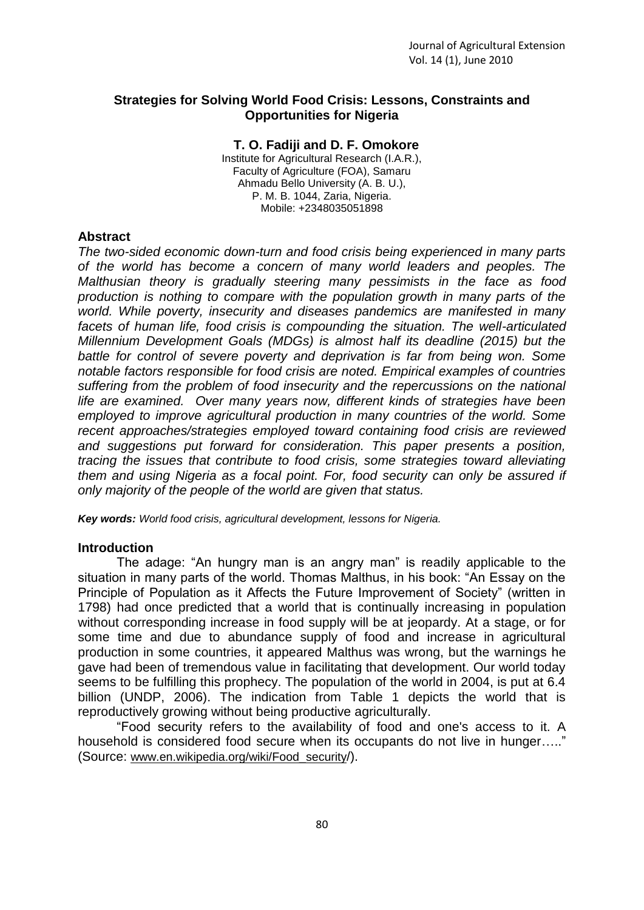# Strategies for Solving World Food Crisis: Lessons, Constraints and Opportunities for Nigeria

**T. O. Fadiji and D. F. Omokore**

Institute for Agricultural Research (I.A.R.),
Faculty of Agriculture (FOA), Samaru
Ahmadu Bello University (A. B. U.),
P. M. B. 1044, Zaria, Nigeria.
Mobile: +2348035051898

## Abstract

*The two-sided economic down-turn and food crisis being experienced in many parts of the world has become a concern of many world leaders and peoples. The Malthusian theory is gradually steering many pessimists in the face as food production is nothing to compare with the population growth in many parts of the world. While poverty, insecurity and diseases pandemics are manifested in many facets of human life, food crisis is compounding the situation. The well-articulated Millennium Development Goals (MDGs) is almost half its deadline (2015) but the battle for control of severe poverty and deprivation is far from being won. Some notable factors responsible for food crisis are noted. Empirical examples of countries suffering from the problem of food insecurity and the repercussions on the national life are examined. Over many years now, different kinds of strategies have been employed to improve agricultural production in many countries of the world. Some recent approaches/strategies employed toward containing food crisis are reviewed and suggestions put forward for consideration. This paper presents a position, tracing the issues that contribute to food crisis, some strategies toward alleviating them and using Nigeria as a focal point. For, food security can only be assured if only majority of the people of the world are given that status.*

***Key words:*** *World food crisis, agricultural development, lessons for Nigeria.*

## Introduction

The adage: "An hungry man is an angry man" is readily applicable to the situation in many parts of the world. Thomas Malthus, in his book: "An Essay on the Principle of Population as it Affects the Future Improvement of Society" (written in 1798) had once predicted that a world that is continually increasing in population without corresponding increase in food supply will be at jeopardy. At a stage, or for some time and due to abundance supply of food and increase in agricultural production in some countries, it appeared Malthus was wrong, but the warnings he gave had been of tremendous value in facilitating that development. Our world today seems to be fulfilling this prophecy. The population of the world in 2004, is put at 6.4 billion (UNDP, 2006). The indication from Table 1 depicts the world that is reproductively growing without being productive agriculturally.

"Food security refers to the availability of food and one's access to it. A household is considered food secure when its occupants do not live in hunger….." (Source: www.en.wikipedia.org/wiki/Food_security/).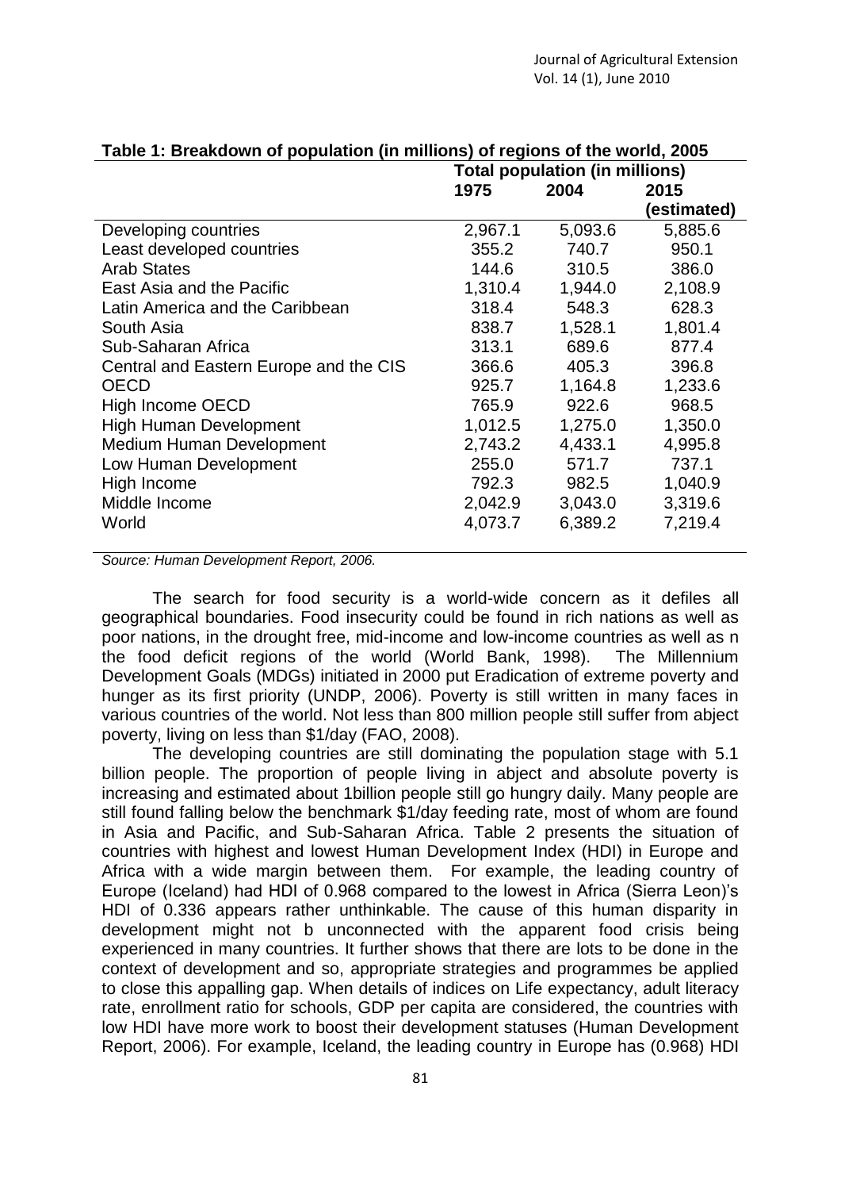**Table 1: Breakdown of population (in millions) of regions of the world, 2005**

| | Total population (in millions) | | |
|---|---|---|---|
| | 1975 | 2004 | 2015 (estimated) |
| Developing countries | 2,967.1 | 5,093.6 | 5,885.6 |
| Least developed countries | 355.2 | 740.7 | 950.1 |
| Arab States | 144.6 | 310.5 | 386.0 |
| East Asia and the Pacific | 1,310.4 | 1,944.0 | 2,108.9 |
| Latin America and the Caribbean | 318.4 | 548.3 | 628.3 |
| South Asia | 838.7 | 1,528.1 | 1,801.4 |
| Sub-Saharan Africa | 313.1 | 689.6 | 877.4 |
| Central and Eastern Europe and the CIS | 366.6 | 405.3 | 396.8 |
| OECD | 925.7 | 1,164.8 | 1,233.6 |
| High Income OECD | 765.9 | 922.6 | 968.5 |
| High Human Development | 1,012.5 | 1,275.0 | 1,350.0 |
| Medium Human Development | 2,743.2 | 4,433.1 | 4,995.8 |
| Low Human Development | 255.0 | 571.7 | 737.1 |
| High Income | 792.3 | 982.5 | 1,040.9 |
| Middle Income | 2,042.9 | 3,043.0 | 3,319.6 |
| World | 4,073.7 | 6,389.2 | 7,219.4 |

*Source: Human Development Report, 2006.*

The search for food security is a world-wide concern as it defiles all geographical boundaries. Food insecurity could be found in rich nations as well as poor nations, in the drought free, mid-income and low-income countries as well as n the food deficit regions of the world (World Bank, 1998). The Millennium Development Goals (MDGs) initiated in 2000 put Eradication of extreme poverty and hunger as its first priority (UNDP, 2006). Poverty is still written in many faces in various countries of the world. Not less than 800 million people still suffer from abject poverty, living on less than $1/day (FAO, 2008).

The developing countries are still dominating the population stage with 5.1 billion people. The proportion of people living in abject and absolute poverty is increasing and estimated about 1billion people still go hungry daily. Many people are still found falling below the benchmark $1/day feeding rate, most of whom are found in Asia and Pacific, and Sub-Saharan Africa. Table 2 presents the situation of countries with highest and lowest Human Development Index (HDI) in Europe and Africa with a wide margin between them. For example, the leading country of Europe (Iceland) had HDI of 0.968 compared to the lowest in Africa (Sierra Leon)'s HDI of 0.336 appears rather unthinkable. The cause of this human disparity in development might not b unconnected with the apparent food crisis being experienced in many countries. It further shows that there are lots to be done in the context of development and so, appropriate strategies and programmes be applied to close this appalling gap. When details of indices on Life expectancy, adult literacy rate, enrollment ratio for schools, GDP per capita are considered, the countries with low HDI have more work to boost their development statuses (Human Development Report, 2006). For example, Iceland, the leading country in Europe has (0.968) HDI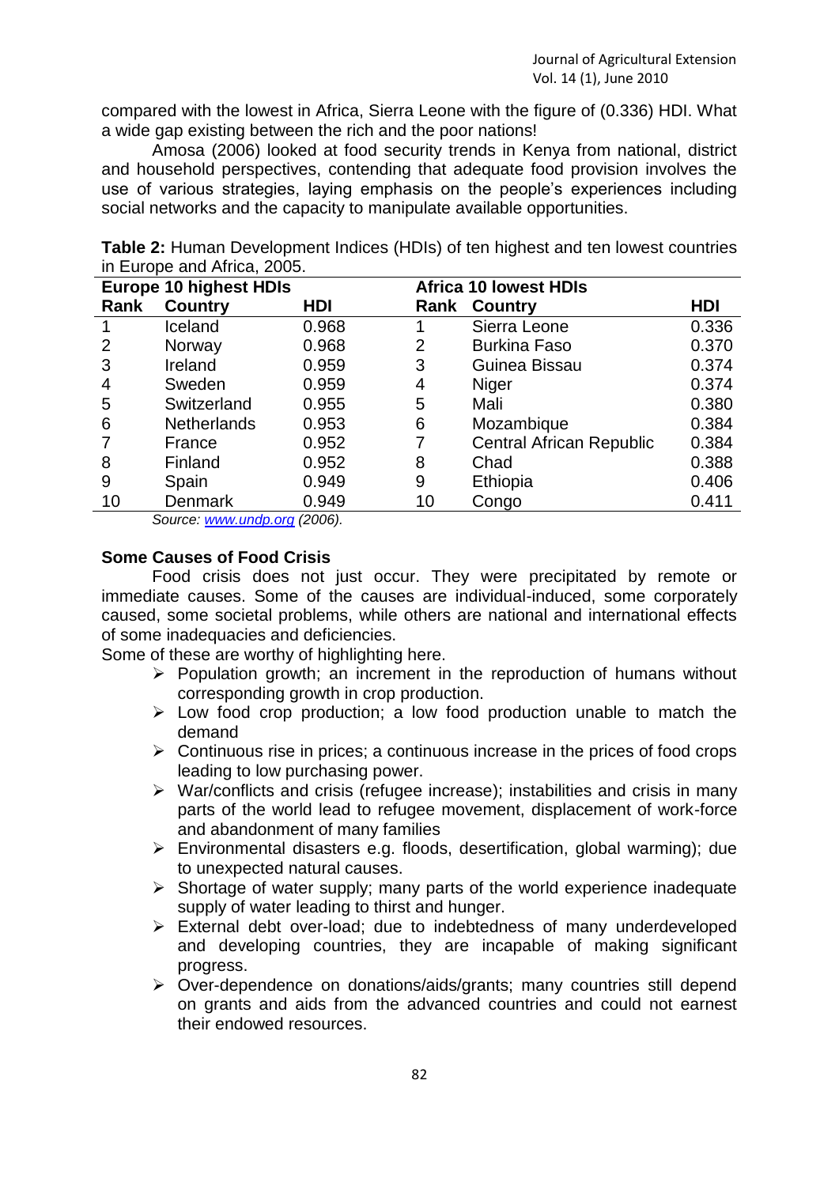compared with the lowest in Africa, Sierra Leone with the figure of (0.336) HDI. What a wide gap existing between the rich and the poor nations!

Amosa (2006) looked at food security trends in Kenya from national, district and household perspectives, contending that adequate food provision involves the use of various strategies, laying emphasis on the people's experiences including social networks and the capacity to manipulate available opportunities.

**Table 2:** Human Development Indices (HDIs) of ten highest and ten lowest countries in Europe and Africa, 2005.

| Europe 10 highest HDIs | | | Africa 10 lowest HDIs | | |
|---|---|---|---|---|---|
| Rank | Country | HDI | Rank | Country | HDI |
| 1 | Iceland | 0.968 | 1 | Sierra Leone | 0.336 |
| 2 | Norway | 0.968 | 2 | Burkina Faso | 0.370 |
| 3 | Ireland | 0.959 | 3 | Guinea Bissau | 0.374 |
| 4 | Sweden | 0.959 | 4 | Niger | 0.374 |
| 5 | Switzerland | 0.955 | 5 | Mali | 0.380 |
| 6 | Netherlands | 0.953 | 6 | Mozambique | 0.384 |
| 7 | France | 0.952 | 7 | Central African Republic | 0.384 |
| 8 | Finland | 0.952 | 8 | Chad | 0.388 |
| 9 | Spain | 0.949 | 9 | Ethiopia | 0.406 |
| 10 | Denmark | 0.949 | 10 | Congo | 0.411 |

*Source: www.undp.org (2006).*

### Some Causes of Food Crisis

Food crisis does not just occur. They were precipitated by remote or immediate causes. Some of the causes are individual-induced, some corporately caused, some societal problems, while others are national and international effects of some inadequacies and deficiencies.

Some of these are worthy of highlighting here.

- Population growth; an increment in the reproduction of humans without corresponding growth in crop production.
- Low food crop production; a low food production unable to match the demand
- Continuous rise in prices; a continuous increase in the prices of food crops leading to low purchasing power.
- War/conflicts and crisis (refugee increase); instabilities and crisis in many parts of the world lead to refugee movement, displacement of work-force and abandonment of many families
- Environmental disasters e.g. floods, desertification, global warming); due to unexpected natural causes.
- Shortage of water supply; many parts of the world experience inadequate supply of water leading to thirst and hunger.
- External debt over-load; due to indebtedness of many underdeveloped and developing countries, they are incapable of making significant progress.
- Over-dependence on donations/aids/grants; many countries still depend on grants and aids from the advanced countries and could not earnest their endowed resources.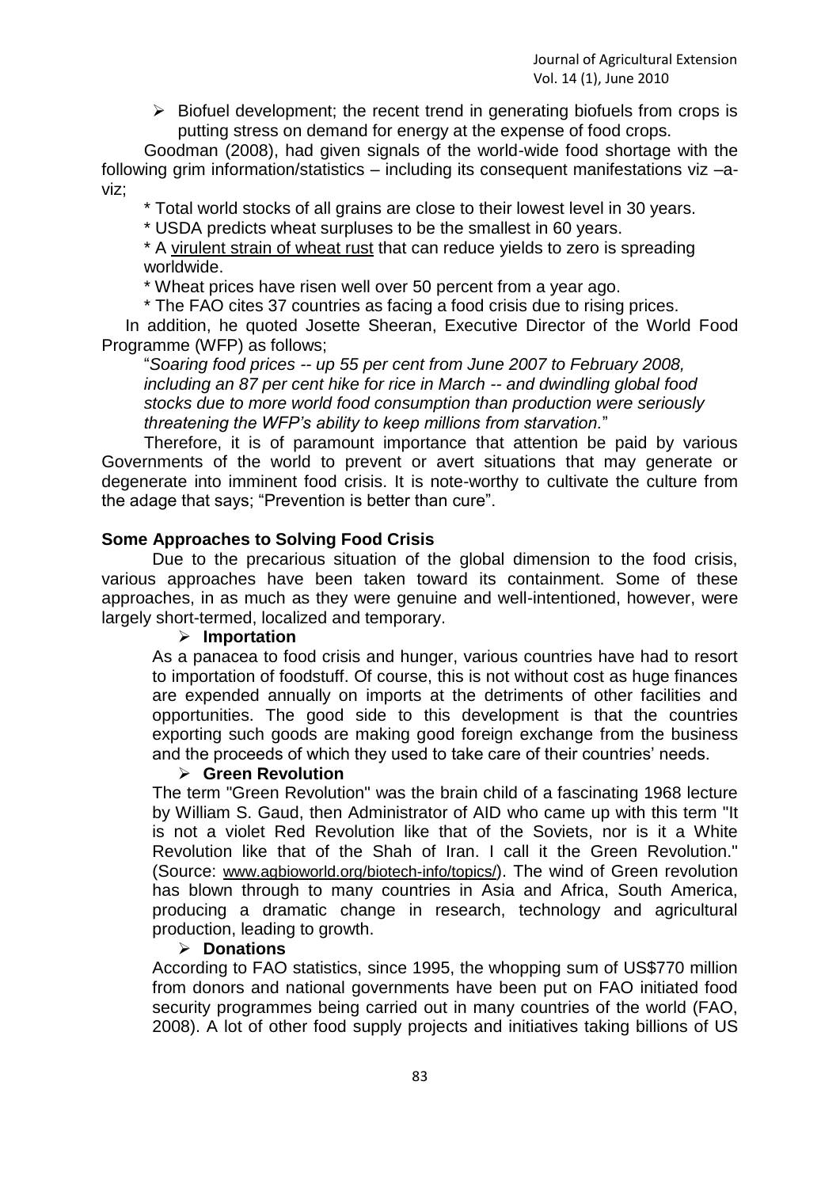- Biofuel development; the recent trend in generating biofuels from crops is putting stress on demand for energy at the expense of food crops.

Goodman (2008), had given signals of the world-wide food shortage with the following grim information/statistics – including its consequent manifestations viz –a-viz;

* Total world stocks of all grains are close to their lowest level in 30 years.
* USDA predicts wheat surpluses to be the smallest in 60 years.
* A virulent strain of wheat rust that can reduce yields to zero is spreading worldwide.
* Wheat prices have risen well over 50 percent from a year ago.
* The FAO cites 37 countries as facing a food crisis due to rising prices.

In addition, he quoted Josette Sheeran, Executive Director of the World Food Programme (WFP) as follows;

"*Soaring food prices -- up 55 per cent from June 2007 to February 2008, including an 87 per cent hike for rice in March -- and dwindling global food stocks due to more world food consumption than production were seriously threatening the WFP's ability to keep millions from starvation.*"

Therefore, it is of paramount importance that attention be paid by various Governments of the world to prevent or avert situations that may generate or degenerate into imminent food crisis. It is note-worthy to cultivate the culture from the adage that says; "Prevention is better than cure".

## Some Approaches to Solving Food Crisis

Due to the precarious situation of the global dimension to the food crisis, various approaches have been taken toward its containment. Some of these approaches, in as much as they were genuine and well-intentioned, however, were largely short-termed, localized and temporary.

- **Importation**

As a panacea to food crisis and hunger, various countries have had to resort to importation of foodstuff. Of course, this is not without cost as huge finances are expended annually on imports at the detriments of other facilities and opportunities. The good side to this development is that the countries exporting such goods are making good foreign exchange from the business and the proceeds of which they used to take care of their countries' needs.

- **Green Revolution**

The term "Green Revolution" was the brain child of a fascinating 1968 lecture by William S. Gaud, then Administrator of AID who came up with this term "It is not a violet Red Revolution like that of the Soviets, nor is it a White Revolution like that of the Shah of Iran. I call it the Green Revolution." (Source: www.agbioworld.org/biotech-info/topics/). The wind of Green revolution has blown through to many countries in Asia and Africa, South America, producing a dramatic change in research, technology and agricultural production, leading to growth.

- **Donations**

According to FAO statistics, since 1995, the whopping sum of US$770 million from donors and national governments have been put on FAO initiated food security programmes being carried out in many countries of the world (FAO, 2008). A lot of other food supply projects and initiatives taking billions of US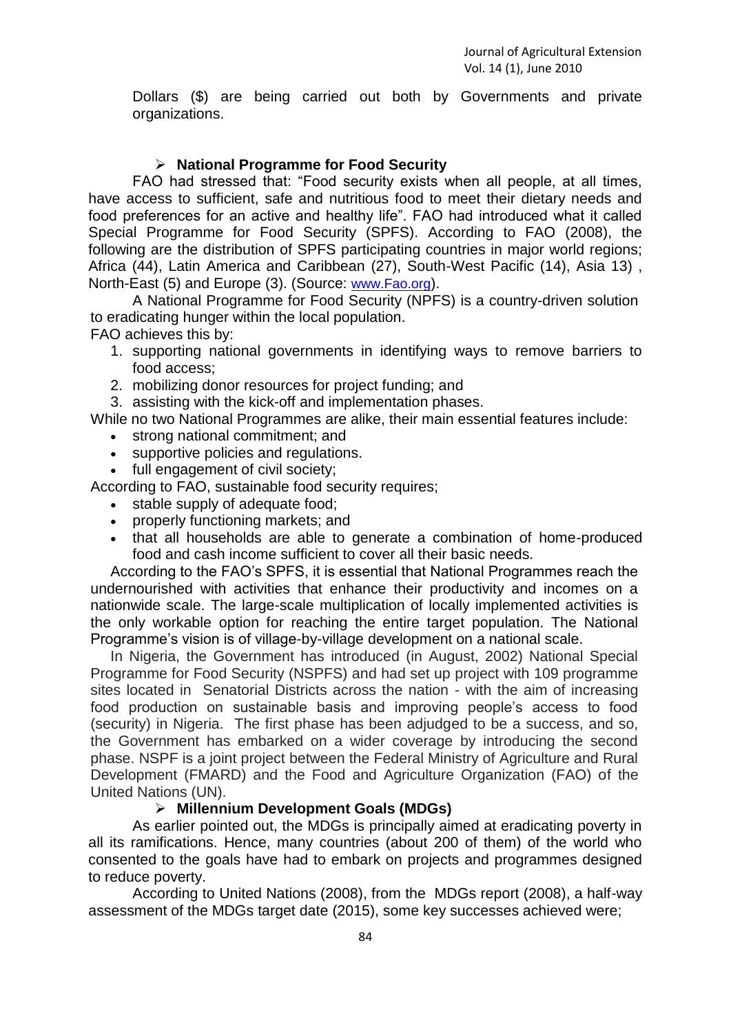Dollars ($) are being carried out both by Governments and private organizations.

- **National Programme for Food Security**

FAO had stressed that: "Food security exists when all people, at all times, have access to sufficient, safe and nutritious food to meet their dietary needs and food preferences for an active and healthy life". FAO had introduced what it called Special Programme for Food Security (SPFS). According to FAO (2008), the following are the distribution of SPFS participating countries in major world regions; Africa (44), Latin America and Caribbean (27), South-West Pacific (14), Asia 13) , North-East (5) and Europe (3). (Source: www.Fao.org).

A National Programme for Food Security (NPFS) is a country-driven solution to eradicating hunger within the local population.

FAO achieves this by:

1. supporting national governments in identifying ways to remove barriers to food access;
2. mobilizing donor resources for project funding; and
3. assisting with the kick-off and implementation phases.

While no two National Programmes are alike, their main essential features include:

- strong national commitment; and
- supportive policies and regulations.
- full engagement of civil society;

According to FAO, sustainable food security requires;

- stable supply of adequate food;
- properly functioning markets; and
- that all households are able to generate a combination of home-produced food and cash income sufficient to cover all their basic needs.

According to the FAO's SPFS, it is essential that National Programmes reach the undernourished with activities that enhance their productivity and incomes on a nationwide scale. The large-scale multiplication of locally implemented activities is the only workable option for reaching the entire target population. The National Programme's vision is of village-by-village development on a national scale.

In Nigeria, the Government has introduced (in August, 2002) National Special Programme for Food Security (NSPFS) and had set up project with 109 programme sites located in Senatorial Districts across the nation - with the aim of increasing food production on sustainable basis and improving people's access to food (security) in Nigeria. The first phase has been adjudged to be a success, and so, the Government has embarked on a wider coverage by introducing the second phase. NSPF is a joint project between the Federal Ministry of Agriculture and Rural Development (FMARD) and the Food and Agriculture Organization (FAO) of the United Nations (UN).

- **Millennium Development Goals (MDGs)**

As earlier pointed out, the MDGs is principally aimed at eradicating poverty in all its ramifications. Hence, many countries (about 200 of them) of the world who consented to the goals have had to embark on projects and programmes designed to reduce poverty.

According to United Nations (2008), from the MDGs report (2008), a half-way assessment of the MDGs target date (2015), some key successes achieved were;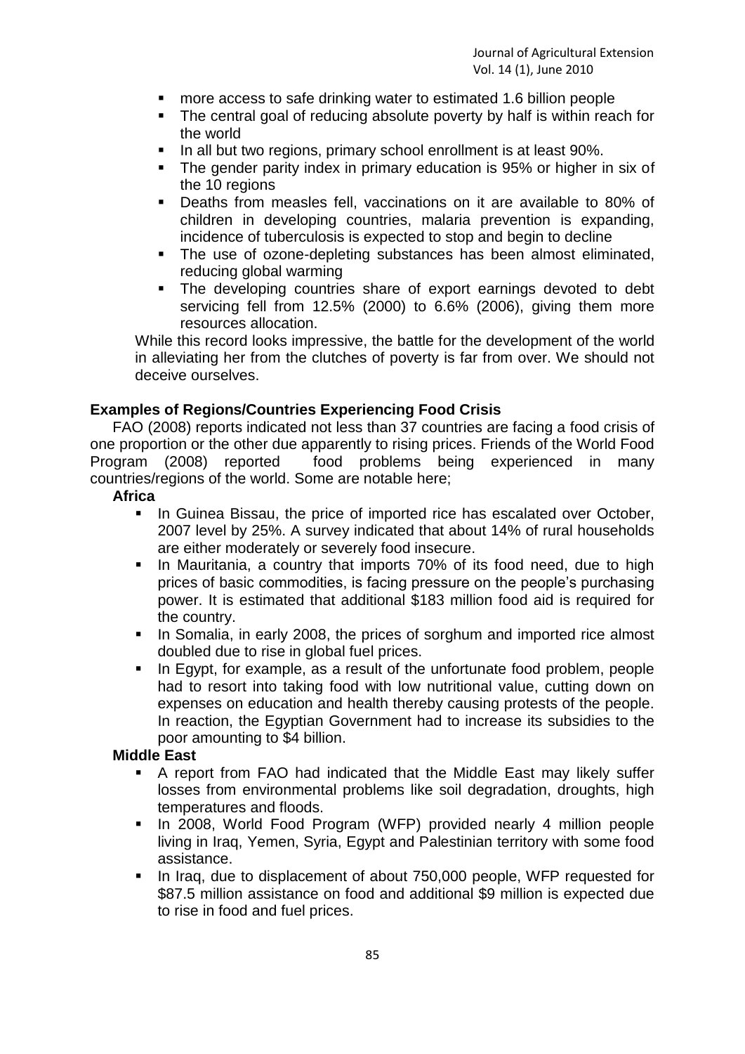- more access to safe drinking water to estimated 1.6 billion people
- The central goal of reducing absolute poverty by half is within reach for the world
- In all but two regions, primary school enrollment is at least 90%.
- The gender parity index in primary education is 95% or higher in six of the 10 regions
- Deaths from measles fell, vaccinations on it are available to 80% of children in developing countries, malaria prevention is expanding, incidence of tuberculosis is expected to stop and begin to decline
- The use of ozone-depleting substances has been almost eliminated, reducing global warming
- The developing countries share of export earnings devoted to debt servicing fell from 12.5% (2000) to 6.6% (2006), giving them more resources allocation.

While this record looks impressive, the battle for the development of the world in alleviating her from the clutches of poverty is far from over. We should not deceive ourselves.

## Examples of Regions/Countries Experiencing Food Crisis

FAO (2008) reports indicated not less than 37 countries are facing a food crisis of one proportion or the other due apparently to rising prices. Friends of the World Food Program (2008) reported food problems being experienced in many countries/regions of the world. Some are notable here;

### Africa

- In Guinea Bissau, the price of imported rice has escalated over October, 2007 level by 25%. A survey indicated that about 14% of rural households are either moderately or severely food insecure.
- In Mauritania, a country that imports 70% of its food need, due to high prices of basic commodities, is facing pressure on the people's purchasing power. It is estimated that additional $183 million food aid is required for the country.
- In Somalia, in early 2008, the prices of sorghum and imported rice almost doubled due to rise in global fuel prices.
- In Egypt, for example, as a result of the unfortunate food problem, people had to resort into taking food with low nutritional value, cutting down on expenses on education and health thereby causing protests of the people. In reaction, the Egyptian Government had to increase its subsidies to the poor amounting to $4 billion.

### Middle East

- A report from FAO had indicated that the Middle East may likely suffer losses from environmental problems like soil degradation, droughts, high temperatures and floods.
- In 2008, World Food Program (WFP) provided nearly 4 million people living in Iraq, Yemen, Syria, Egypt and Palestinian territory with some food assistance.
- In Iraq, due to displacement of about 750,000 people, WFP requested for $87.5 million assistance on food and additional $9 million is expected due to rise in food and fuel prices.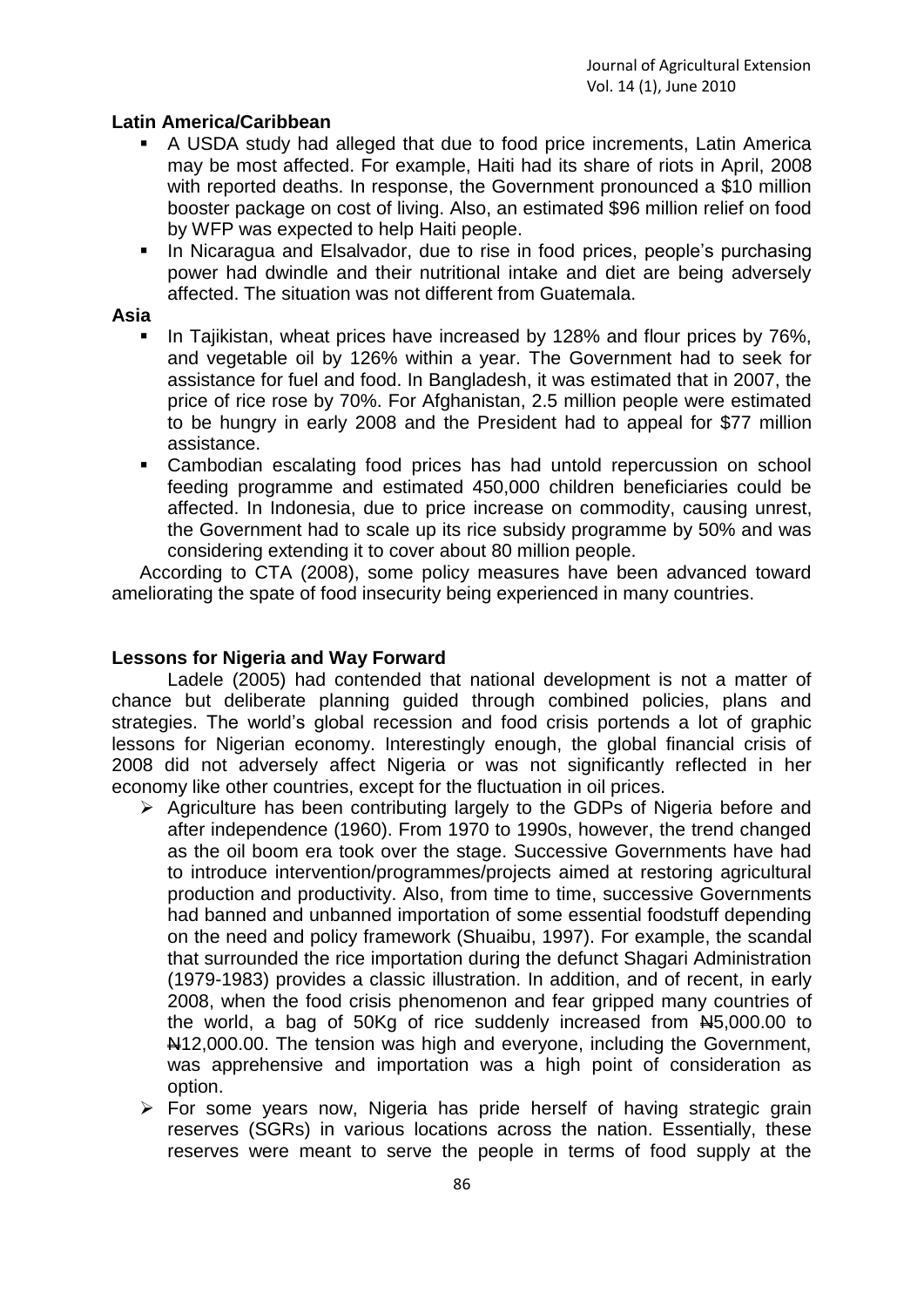**Latin America/Caribbean**

- A USDA study had alleged that due to food price increments, Latin America may be most affected. For example, Haiti had its share of riots in April, 2008 with reported deaths. In response, the Government pronounced a $10 million booster package on cost of living. Also, an estimated $96 million relief on food by WFP was expected to help Haiti people.
- In Nicaragua and Elsalvador, due to rise in food prices, people's purchasing power had dwindle and their nutritional intake and diet are being adversely affected. The situation was not different from Guatemala.

**Asia**

- In Tajikistan, wheat prices have increased by 128% and flour prices by 76%, and vegetable oil by 126% within a year. The Government had to seek for assistance for fuel and food. In Bangladesh, it was estimated that in 2007, the price of rice rose by 70%. For Afghanistan, 2.5 million people were estimated to be hungry in early 2008 and the President had to appeal for $77 million assistance.
- Cambodian escalating food prices has had untold repercussion on school feeding programme and estimated 450,000 children beneficiaries could be affected. In Indonesia, due to price increase on commodity, causing unrest, the Government had to scale up its rice subsidy programme by 50% and was considering extending it to cover about 80 million people.

According to CTA (2008), some policy measures have been advanced toward ameliorating the spate of food insecurity being experienced in many countries.

**Lessons for Nigeria and Way Forward**

Ladele (2005) had contended that national development is not a matter of chance but deliberate planning guided through combined policies, plans and strategies. The world's global recession and food crisis portends a lot of graphic lessons for Nigerian economy. Interestingly enough, the global financial crisis of 2008 did not adversely affect Nigeria or was not significantly reflected in her economy like other countries, except for the fluctuation in oil prices.

- Agriculture has been contributing largely to the GDPs of Nigeria before and after independence (1960). From 1970 to 1990s, however, the trend changed as the oil boom era took over the stage. Successive Governments have had to introduce intervention/programmes/projects aimed at restoring agricultural production and productivity. Also, from time to time, successive Governments had banned and unbanned importation of some essential foodstuff depending on the need and policy framework (Shuaibu, 1997). For example, the scandal that surrounded the rice importation during the defunct Shagari Administration (1979-1983) provides a classic illustration. In addition, and of recent, in early 2008, when the food crisis phenomenon and fear gripped many countries of the world, a bag of 50Kg of rice suddenly increased from ₦5,000.00 to ₦12,000.00. The tension was high and everyone, including the Government, was apprehensive and importation was a high point of consideration as option.
- For some years now, Nigeria has pride herself of having strategic grain reserves (SGRs) in various locations across the nation. Essentially, these reserves were meant to serve the people in terms of food supply at the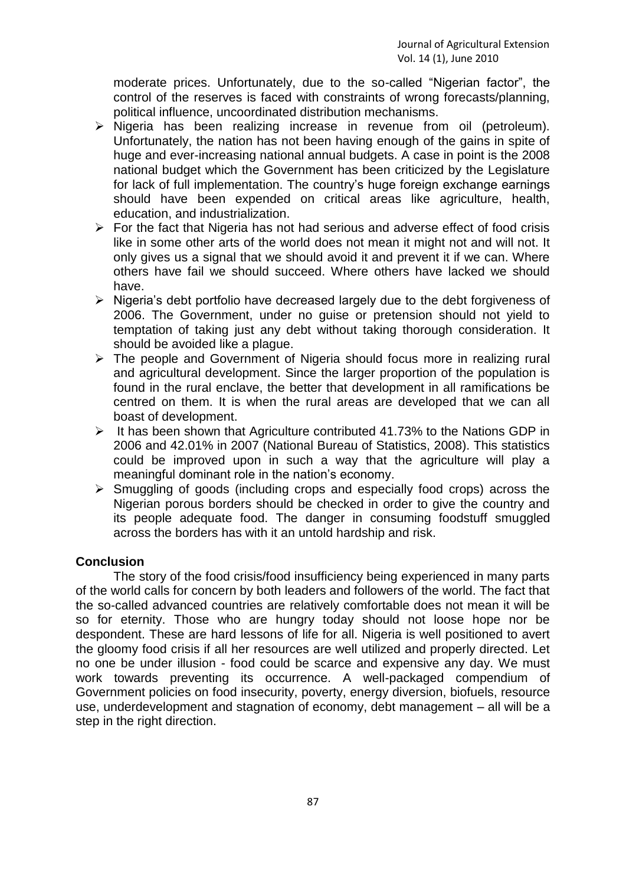moderate prices. Unfortunately, due to the so-called “Nigerian factor”, the control of the reserves is faced with constraints of wrong forecasts/planning, political influence, uncoordinated distribution mechanisms.

- Nigeria has been realizing increase in revenue from oil (petroleum). Unfortunately, the nation has not been having enough of the gains in spite of huge and ever-increasing national annual budgets. A case in point is the 2008 national budget which the Government has been criticized by the Legislature for lack of full implementation. The country’s huge foreign exchange earnings should have been expended on critical areas like agriculture, health, education, and industrialization.
- For the fact that Nigeria has not had serious and adverse effect of food crisis like in some other arts of the world does not mean it might not and will not. It only gives us a signal that we should avoid it and prevent it if we can. Where others have fail we should succeed. Where others have lacked we should have.
- Nigeria’s debt portfolio have decreased largely due to the debt forgiveness of 2006. The Government, under no guise or pretension should not yield to temptation of taking just any debt without taking thorough consideration. It should be avoided like a plague.
- The people and Government of Nigeria should focus more in realizing rural and agricultural development. Since the larger proportion of the population is found in the rural enclave, the better that development in all ramifications be centred on them. It is when the rural areas are developed that we can all boast of development.
- It has been shown that Agriculture contributed 41.73% to the Nations GDP in 2006 and 42.01% in 2007 (National Bureau of Statistics, 2008). This statistics could be improved upon in such a way that the agriculture will play a meaningful dominant role in the nation’s economy.
- Smuggling of goods (including crops and especially food crops) across the Nigerian porous borders should be checked in order to give the country and its people adequate food. The danger in consuming foodstuff smuggled across the borders has with it an untold hardship and risk.

## Conclusion

The story of the food crisis/food insufficiency being experienced in many parts of the world calls for concern by both leaders and followers of the world. The fact that the so-called advanced countries are relatively comfortable does not mean it will be so for eternity. Those who are hungry today should not loose hope nor be despondent. These are hard lessons of life for all. Nigeria is well positioned to avert the gloomy food crisis if all her resources are well utilized and properly directed. Let no one be under illusion - food could be scarce and expensive any day. We must work towards preventing its occurrence. A well-packaged compendium of Government policies on food insecurity, poverty, energy diversion, biofuels, resource use, underdevelopment and stagnation of economy, debt management – all will be a step in the right direction.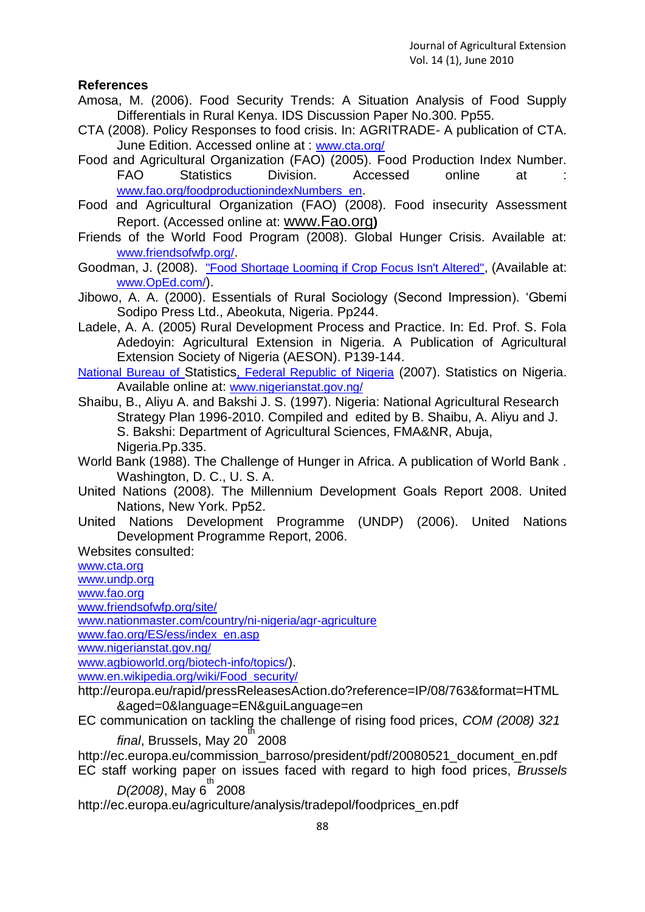**References**

Amosa, M. (2006). Food Security Trends: A Situation Analysis of Food Supply Differentials in Rural Kenya. IDS Discussion Paper No.300. Pp55.

CTA (2008). Policy Responses to food crisis. In: AGRITRADE- A publication of CTA. June Edition. Accessed online at : www.cta.org/

Food and Agricultural Organization (FAO) (2005). Food Production Index Number. FAO Statistics Division. Accessed online at : www.fao.org/foodproductionindexNumbers_en.

Food and Agricultural Organization (FAO) (2008). Food insecurity Assessment Report. (Accessed online at: www.Fao.org)

Friends of the World Food Program (2008). Global Hunger Crisis. Available at: www.friendsofwfp.org/.

Goodman, J. (2008). "Food Shortage Looming if Crop Focus Isn't Altered", (Available at: www.OpEd.com/).

Jibowo, A. A. (2000). Essentials of Rural Sociology (Second Impression). 'Gbemi Sodipo Press Ltd., Abeokuta, Nigeria. Pp244.

Ladele, A. A. (2005) Rural Development Process and Practice. In: Ed. Prof. S. Fola Adedoyin: Agricultural Extension in Nigeria. A Publication of Agricultural Extension Society of Nigeria (AESON). P139-144.

National Bureau of Statistics, Federal Republic of Nigeria (2007). Statistics on Nigeria. Available online at: www.nigerianstat.gov.ng/

Shaibu, B., Aliyu A. and Bakshi J. S. (1997). Nigeria: National Agricultural Research Strategy Plan 1996-2010. Compiled and edited by B. Shaibu, A. Aliyu and J. S. Bakshi: Department of Agricultural Sciences, FMA&NR, Abuja, Nigeria.Pp.335.

World Bank (1988). The Challenge of Hunger in Africa. A publication of World Bank . Washington, D. C., U. S. A.

United Nations (2008). The Millennium Development Goals Report 2008. United Nations, New York. Pp52.

United Nations Development Programme (UNDP) (2006). United Nations Development Programme Report, 2006.

Websites consulted:

www.cta.org

www.undp.org

www.fao.org

www.friendsofwfp.org/site/

www.nationmaster.com/country/ni-nigeria/agr-agriculture

www.fao.org/ES/ess/index_en.asp

www.nigerianstat.gov.ng/

www.agbioworld.org/biotech-info/topics/).

www.en.wikipedia.org/wiki/Food_security/

http://europa.eu/rapid/pressReleasesAction.do?reference=IP/08/763&format=HTML&aged=0&language=EN&guiLanguage=en

EC communication on tackling the challenge of rising food prices, *COM (2008) 321 final*, Brussels, May 20th 2008

http://ec.europa.eu/commission_barroso/president/pdf/20080521_document_en.pdf

EC staff working paper on issues faced with regard to high food prices, *Brussels D(2008)*, May 6th 2008

http://ec.europa.eu/agriculture/analysis/tradepol/foodprices_en.pdf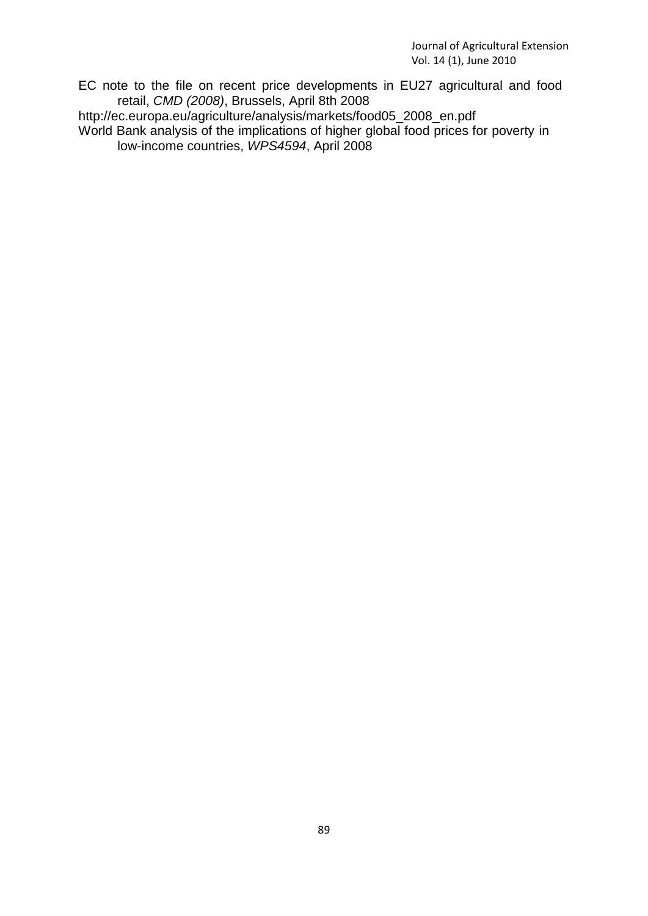EC note to the file on recent price developments in EU27 agricultural and food retail, *CMD (2008)*, Brussels, April 8th 2008

http://ec.europa.eu/agriculture/analysis/markets/food05_2008_en.pdf

World Bank analysis of the implications of higher global food prices for poverty in low-income countries, *WPS4594*, April 2008